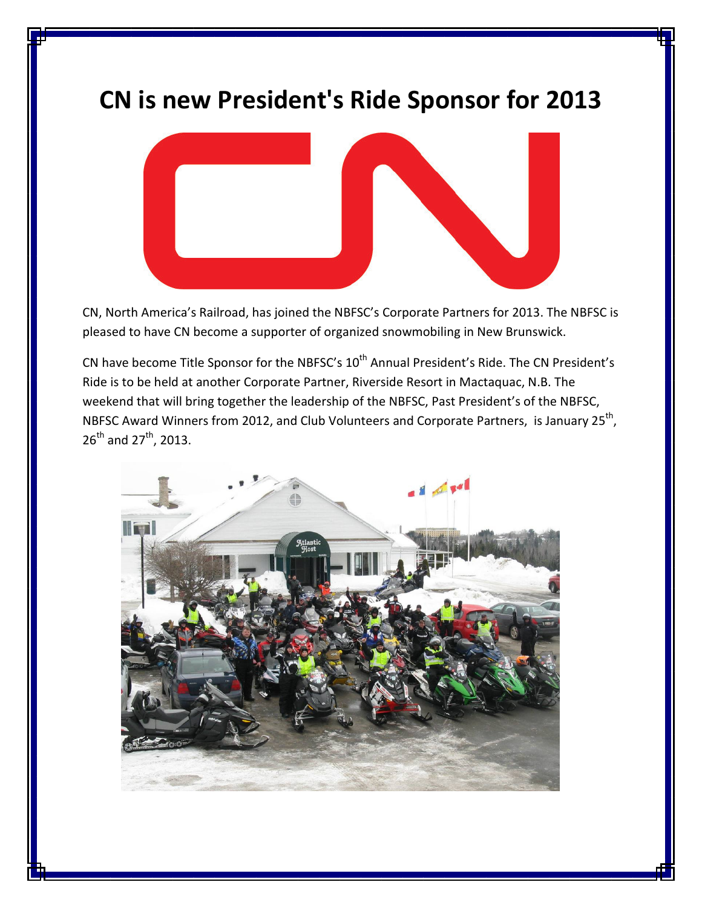# CN is new President's Ride Sponsor for 2013

CN, North America's Railroad, has joined the NBFSC's Corporate Partners for 2013. The NBFSC is pleased to have CN become a supporter of organized snowmobiling in New Brunswick.

CN have become Title Sponsor for the NBFSC's 10th Annual President's Ride. The CN President's Ride is to be held at another Corporate Partner, Riverside Resort in Mactaquac, N.B. The weekend that will bring together the leadership of the NBFSC, Past President's of the NBFSC, NBFSC Award Winners from 2012, and Club Volunteers and Corporate Partners, is January 25th, 26th and 27th, 2013.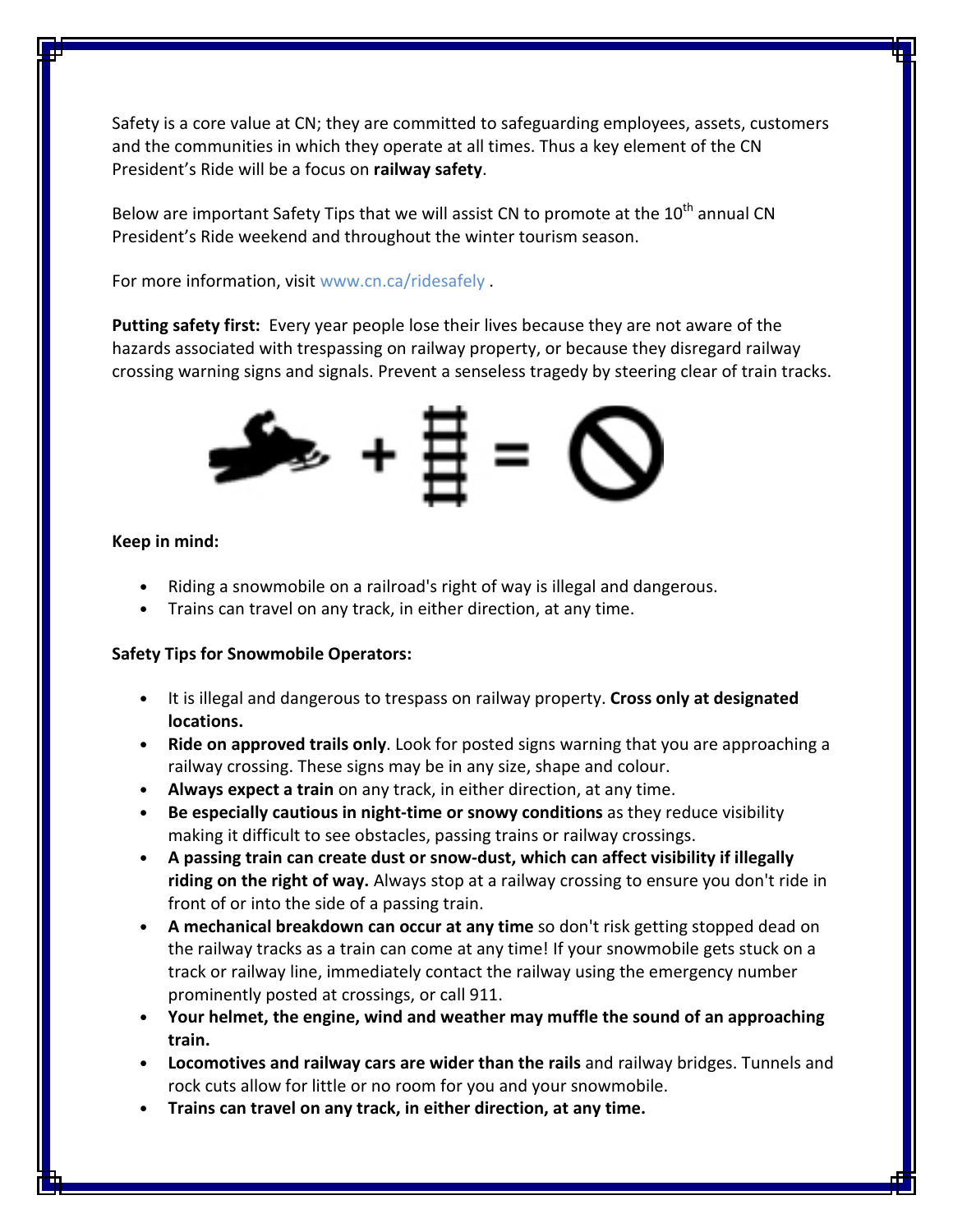Safety is a core value at CN; they are committed to safeguarding employees, assets, customers and the communities in which they operate at all times. Thus a key element of the CN President's Ride will be a focus on **railway safety**.

Below are important Safety Tips that we will assist CN to promote at the 10th annual CN President's Ride weekend and throughout the winter tourism season.

For more information, visit www.cn.ca/ridesafely .

**Putting safety first:** Every year people lose their lives because they are not aware of the hazards associated with trespassing on railway property, or because they disregard railway crossing warning signs and signals. Prevent a senseless tragedy by steering clear of train tracks.

**Keep in mind:**

- Riding a snowmobile on a railroad's right of way is illegal and dangerous.
- Trains can travel on any track, in either direction, at any time.

**Safety Tips for Snowmobile Operators:**

- It is illegal and dangerous to trespass on railway property. **Cross only at designated locations.**
- **Ride on approved trails only**. Look for posted signs warning that you are approaching a railway crossing. These signs may be in any size, shape and colour.
- **Always expect a train** on any track, in either direction, at any time.
- **Be especially cautious in night-time or snowy conditions** as they reduce visibility making it difficult to see obstacles, passing trains or railway crossings.
- **A passing train can create dust or snow-dust, which can affect visibility if illegally riding on the right of way.** Always stop at a railway crossing to ensure you don't ride in front of or into the side of a passing train.
- **A mechanical breakdown can occur at any time** so don't risk getting stopped dead on the railway tracks as a train can come at any time! If your snowmobile gets stuck on a track or railway line, immediately contact the railway using the emergency number prominently posted at crossings, or call 911.
- **Your helmet, the engine, wind and weather may muffle the sound of an approaching train.**
- **Locomotives and railway cars are wider than the rails** and railway bridges. Tunnels and rock cuts allow for little or no room for you and your snowmobile.
- **Trains can travel on any track, in either direction, at any time.**